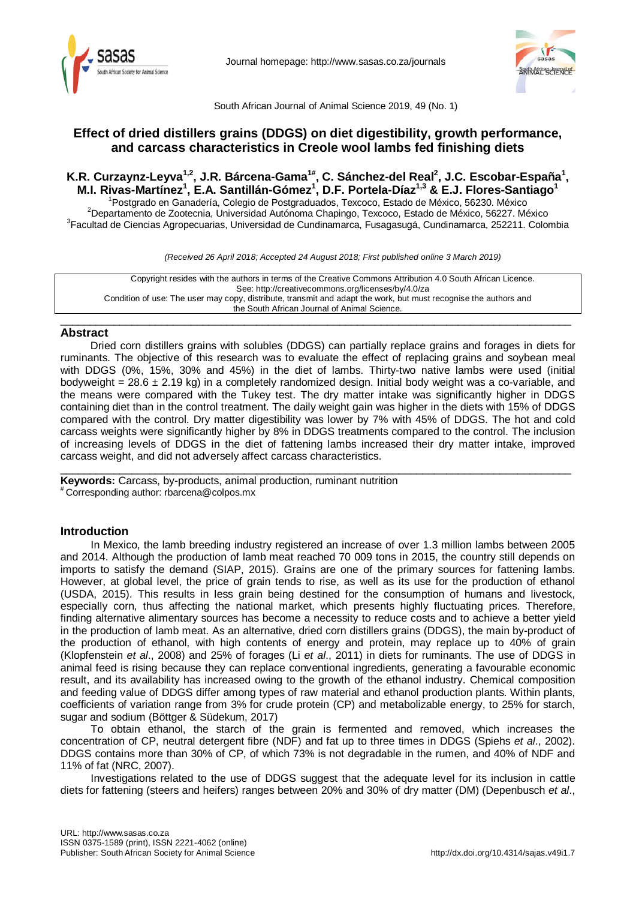# Effect of dried distillers grains (DDGS) on diet digestibility, growth performance, and carcass characteristics in Creole wool lambs fed finishing diets

**K.R. Curzaynz-Leyva[1,2], J.R. Bárcena-Gama[1#], C. Sánchez-del Real[2], J.C. Escobar-España[1], M.I. Rivas-Martínez[1], E.A. Santillán-Gómez[1], D.F. Portela-Díaz[1,3] & E.J. Flores-Santiago[1]**

[1]Postgrado en Ganadería, Colegio de Postgraduados, Texcoco, Estado de México, 56230. México
[2]Departamento de Zootecnia, Universidad Autónoma Chapingo, Texcoco, Estado de México, 56227. México
[3]Facultad de Ciencias Agropecuarias, Universidad de Cundinamarca, Fusagasugá, Cundinamarca, 252211. Colombia

*(Received 26 April 2018; Accepted 24 August 2018; First published online 3 March 2019)*

Copyright resides with the authors in terms of the Creative Commons Attribution 4.0 South African Licence.
See: http://creativecommons.org/licenses/by/4.0/za
Condition of use: The user may copy, distribute, transmit and adapt the work, but must recognise the authors and the South African Journal of Animal Science.

## Abstract

Dried corn distillers grains with solubles (DDGS) can partially replace grains and forages in diets for ruminants. The objective of this research was to evaluate the effect of replacing grains and soybean meal with DDGS (0%, 15%, 30% and 45%) in the diet of lambs. Thirty-two native lambs were used (initial bodyweight = 28.6 ± 2.19 kg) in a completely randomized design. Initial body weight was a co-variable, and the means were compared with the Tukey test. The dry matter intake was significantly higher in DDGS containing diet than in the control treatment. The daily weight gain was higher in the diets with 15% of DDGS compared with the control. Dry matter digestibility was lower by 7% with 45% of DDGS. The hot and cold carcass weights were significantly higher by 8% in DDGS treatments compared to the control. The inclusion of increasing levels of DDGS in the diet of fattening lambs increased their dry matter intake, improved carcass weight, and did not adversely affect carcass characteristics.

**Keywords:** Carcass, by-products, animal production, ruminant nutrition
[#] Corresponding author: rbarcena@colpos.mx

## Introduction

In Mexico, the lamb breeding industry registered an increase of over 1.3 million lambs between 2005 and 2014. Although the production of lamb meat reached 70 009 tons in 2015, the country still depends on imports to satisfy the demand (SIAP, 2015). Grains are one of the primary sources for fattening lambs. However, at global level, the price of grain tends to rise, as well as its use for the production of ethanol (USDA, 2015). This results in less grain being destined for the consumption of humans and livestock, especially corn, thus affecting the national market, which presents highly fluctuating prices. Therefore, finding alternative alimentary sources has become a necessity to reduce costs and to achieve a better yield in the production of lamb meat. As an alternative, dried corn distillers grains (DDGS), the main by-product of the production of ethanol, with high contents of energy and protein, may replace up to 40% of grain (Klopfenstein *et al*., 2008) and 25% of forages (Li *et al*., 2011) in diets for ruminants. The use of DDGS in animal feed is rising because they can replace conventional ingredients, generating a favourable economic result, and its availability has increased owing to the growth of the ethanol industry. Chemical composition and feeding value of DDGS differ among types of raw material and ethanol production plants. Within plants, coefficients of variation range from 3% for crude protein (CP) and metabolizable energy, to 25% for starch, sugar and sodium (Böttger & Südekum, 2017)

To obtain ethanol, the starch of the grain is fermented and removed, which increases the concentration of CP, neutral detergent fibre (NDF) and fat up to three times in DDGS (Spiehs *et al*., 2002). DDGS contains more than 30% of CP, of which 73% is not degradable in the rumen, and 40% of NDF and 11% of fat (NRC, 2007).

Investigations related to the use of DDGS suggest that the adequate level for its inclusion in cattle diets for fattening (steers and heifers) ranges between 20% and 30% of dry matter (DM) (Depenbusch *et al*.,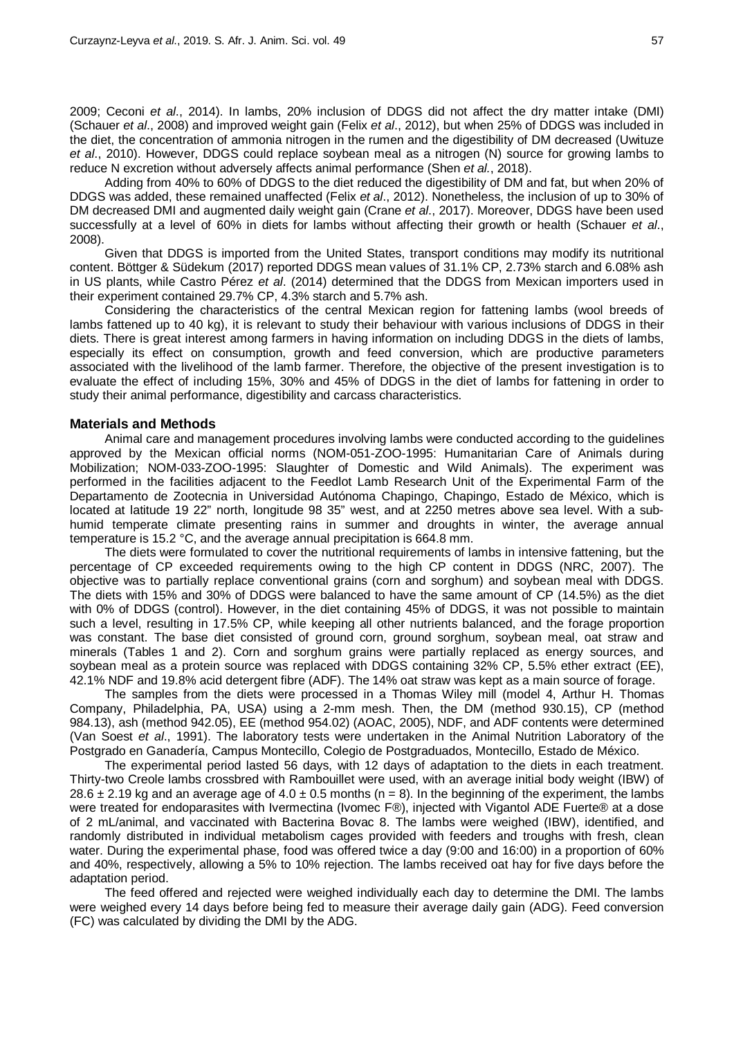2009; Ceconi *et al*., 2014). In lambs, 20% inclusion of DDGS did not affect the dry matter intake (DMI) (Schauer *et al*., 2008) and improved weight gain (Felix *et al*., 2012), but when 25% of DDGS was included in the diet, the concentration of ammonia nitrogen in the rumen and the digestibility of DM decreased (Uwituze *et al*., 2010). However, DDGS could replace soybean meal as a nitrogen (N) source for growing lambs to reduce N excretion without adversely affects animal performance (Shen *et al*., 2018).

Adding from 40% to 60% of DDGS to the diet reduced the digestibility of DM and fat, but when 20% of DDGS was added, these remained unaffected (Felix *et al*., 2012). Nonetheless, the inclusion of up to 30% of DM decreased DMI and augmented daily weight gain (Crane *et al*., 2017). Moreover, DDGS have been used successfully at a level of 60% in diets for lambs without affecting their growth or health (Schauer *et al*., 2008).

Given that DDGS is imported from the United States, transport conditions may modify its nutritional content. Böttger & Südekum (2017) reported DDGS mean values of 31.1% CP, 2.73% starch and 6.08% ash in US plants, while Castro Pérez *et al*. (2014) determined that the DDGS from Mexican importers used in their experiment contained 29.7% CP, 4.3% starch and 5.7% ash.

Considering the characteristics of the central Mexican region for fattening lambs (wool breeds of lambs fattened up to 40 kg), it is relevant to study their behaviour with various inclusions of DDGS in their diets. There is great interest among farmers in having information on including DDGS in the diets of lambs, especially its effect on consumption, growth and feed conversion, which are productive parameters associated with the livelihood of the lamb farmer. Therefore, the objective of the present investigation is to evaluate the effect of including 15%, 30% and 45% of DDGS in the diet of lambs for fattening in order to study their animal performance, digestibility and carcass characteristics.

## Materials and Methods

Animal care and management procedures involving lambs were conducted according to the guidelines approved by the Mexican official norms (NOM-051-ZOO-1995: Humanitarian Care of Animals during Mobilization; NOM-033-ZOO-1995: Slaughter of Domestic and Wild Animals). The experiment was performed in the facilities adjacent to the Feedlot Lamb Research Unit of the Experimental Farm of the Departamento de Zootecnia in Universidad Autónoma Chapingo, Chapingo, Estado de México, which is located at latitude 19 22" north, longitude 98 35" west, and at 2250 metres above sea level. With a sub-humid temperate climate presenting rains in summer and droughts in winter, the average annual temperature is 15.2 °C, and the average annual precipitation is 664.8 mm.

The diets were formulated to cover the nutritional requirements of lambs in intensive fattening, but the percentage of CP exceeded requirements owing to the high CP content in DDGS (NRC, 2007). The objective was to partially replace conventional grains (corn and sorghum) and soybean meal with DDGS. The diets with 15% and 30% of DDGS were balanced to have the same amount of CP (14.5%) as the diet with 0% of DDGS (control). However, in the diet containing 45% of DDGS, it was not possible to maintain such a level, resulting in 17.5% CP, while keeping all other nutrients balanced, and the forage proportion was constant. The base diet consisted of ground corn, ground sorghum, soybean meal, oat straw and minerals (Tables 1 and 2). Corn and sorghum grains were partially replaced as energy sources, and soybean meal as a protein source was replaced with DDGS containing 32% CP, 5.5% ether extract (EE), 42.1% NDF and 19.8% acid detergent fibre (ADF). The 14% oat straw was kept as a main source of forage.

The samples from the diets were processed in a Thomas Wiley mill (model 4, Arthur H. Thomas Company, Philadelphia, PA, USA) using a 2-mm mesh. Then, the DM (method 930.15), CP (method 984.13), ash (method 942.05), EE (method 954.02) (AOAC, 2005), NDF, and ADF contents were determined (Van Soest *et al*., 1991). The laboratory tests were undertaken in the Animal Nutrition Laboratory of the Postgrado en Ganadería, Campus Montecillo, Colegio de Postgraduados, Montecillo, Estado de México.

The experimental period lasted 56 days, with 12 days of adaptation to the diets in each treatment. Thirty-two Creole lambs crossbred with Rambouillet were used, with an average initial body weight (IBW) of $28.6 \pm 2.19$ kg and an average age of $4.0 \pm 0.5$ months ($n = 8$). In the beginning of the experiment, the lambs were treated for endoparasites with Ivermectina (Ivomec F®), injected with Vigantol ADE Fuerte® at a dose of 2 mL/animal, and vaccinated with Bacterina Bovac 8. The lambs were weighed (IBW), identified, and randomly distributed in individual metabolism cages provided with feeders and troughs with fresh, clean water. During the experimental phase, food was offered twice a day (9:00 and 16:00) in a proportion of 60% and 40%, respectively, allowing a 5% to 10% rejection. The lambs received oat hay for five days before the adaptation period.

The feed offered and rejected were weighed individually each day to determine the DMI. The lambs were weighed every 14 days before being fed to measure their average daily gain (ADG). Feed conversion (FC) was calculated by dividing the DMI by the ADG.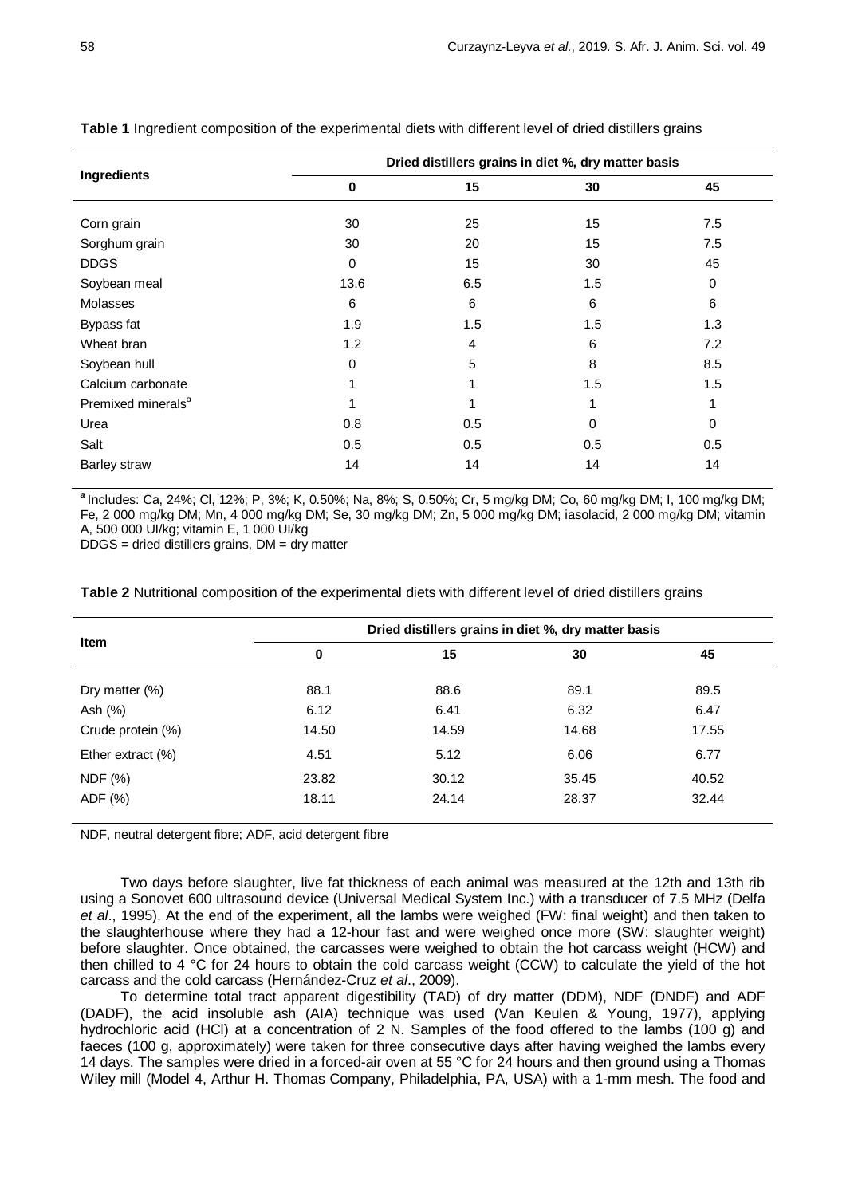**Table 1** Ingredient composition of the experimental diets with different level of dried distillers grains

| Ingredients | Dried distillers grains in diet %, dry matter basis | | | |
|---|---|---|---|---|
| | 0 | 15 | 30 | 45 |
| Corn grain | 30 | 25 | 15 | 7.5 |
| Sorghum grain | 30 | 20 | 15 | 7.5 |
| DDGS | 0 | 15 | 30 | 45 |
| Soybean meal | 13.6 | 6.5 | 1.5 | 0 |
| Molasses | 6 | 6 | 6 | 6 |
| Bypass fat | 1.9 | 1.5 | 1.5 | 1.3 |
| Wheat bran | 1.2 | 4 | 6 | 7.2 |
| Soybean hull | 0 | 5 | 8 | 8.5 |
| Calcium carbonate | 1 | 1 | 1.5 | 1.5 |
| Premixed minerals[α] | 1 | 1 | 1 | 1 |
| Urea | 0.8 | 0.5 | 0 | 0 |
| Salt | 0.5 | 0.5 | 0.5 | 0.5 |
| Barley straw | 14 | 14 | 14 | 14 |

[a] Includes: Ca, 24%; Cl, 12%; P, 3%; K, 0.50%; Na, 8%; S, 0.50%; Cr, 5 mg/kg DM; Co, 60 mg/kg DM; I, 100 mg/kg DM; Fe, 2 000 mg/kg DM; Mn, 4 000 mg/kg DM; Se, 30 mg/kg DM; Zn, 5 000 mg/kg DM; iasolacid, 2 000 mg/kg DM; vitamin A, 500 000 UI/kg; vitamin E, 1 000 UI/kg

DDGS = dried distillers grains, DM = dry matter

**Table 2** Nutritional composition of the experimental diets with different level of dried distillers grains

| Item | Dried distillers grains in diet %, dry matter basis | | | |
|---|---|---|---|---|
| | 0 | 15 | 30 | 45 |
| Dry matter (%) | 88.1 | 88.6 | 89.1 | 89.5 |
| Ash (%) | 6.12 | 6.41 | 6.32 | 6.47 |
| Crude protein (%) | 14.50 | 14.59 | 14.68 | 17.55 |
| Ether extract (%) | 4.51 | 5.12 | 6.06 | 6.77 |
| NDF (%) | 23.82 | 30.12 | 35.45 | 40.52 |
| ADF (%) | 18.11 | 24.14 | 28.37 | 32.44 |

NDF, neutral detergent fibre; ADF, acid detergent fibre

Two days before slaughter, live fat thickness of each animal was measured at the 12th and 13th rib using a Sonovet 600 ultrasound device (Universal Medical System Inc.) with a transducer of 7.5 MHz (Delfa *et al*., 1995). At the end of the experiment, all the lambs were weighed (FW: final weight) and then taken to the slaughterhouse where they had a 12-hour fast and were weighed once more (SW: slaughter weight) before slaughter. Once obtained, the carcasses were weighed to obtain the hot carcass weight (HCW) and then chilled to 4 °C for 24 hours to obtain the cold carcass weight (CCW) to calculate the yield of the hot carcass and the cold carcass (Hernández-Cruz *et al*., 2009).

To determine total tract apparent digestibility (TAD) of dry matter (DDM), NDF (DNDF) and ADF (DADF), the acid insoluble ash (AIA) technique was used (Van Keulen & Young, 1977), applying hydrochloric acid (HCl) at a concentration of 2 N. Samples of the food offered to the lambs (100 g) and faeces (100 g, approximately) were taken for three consecutive days after having weighed the lambs every 14 days. The samples were dried in a forced-air oven at 55 °C for 24 hours and then ground using a Thomas Wiley mill (Model 4, Arthur H. Thomas Company, Philadelphia, PA, USA) with a 1-mm mesh. The food and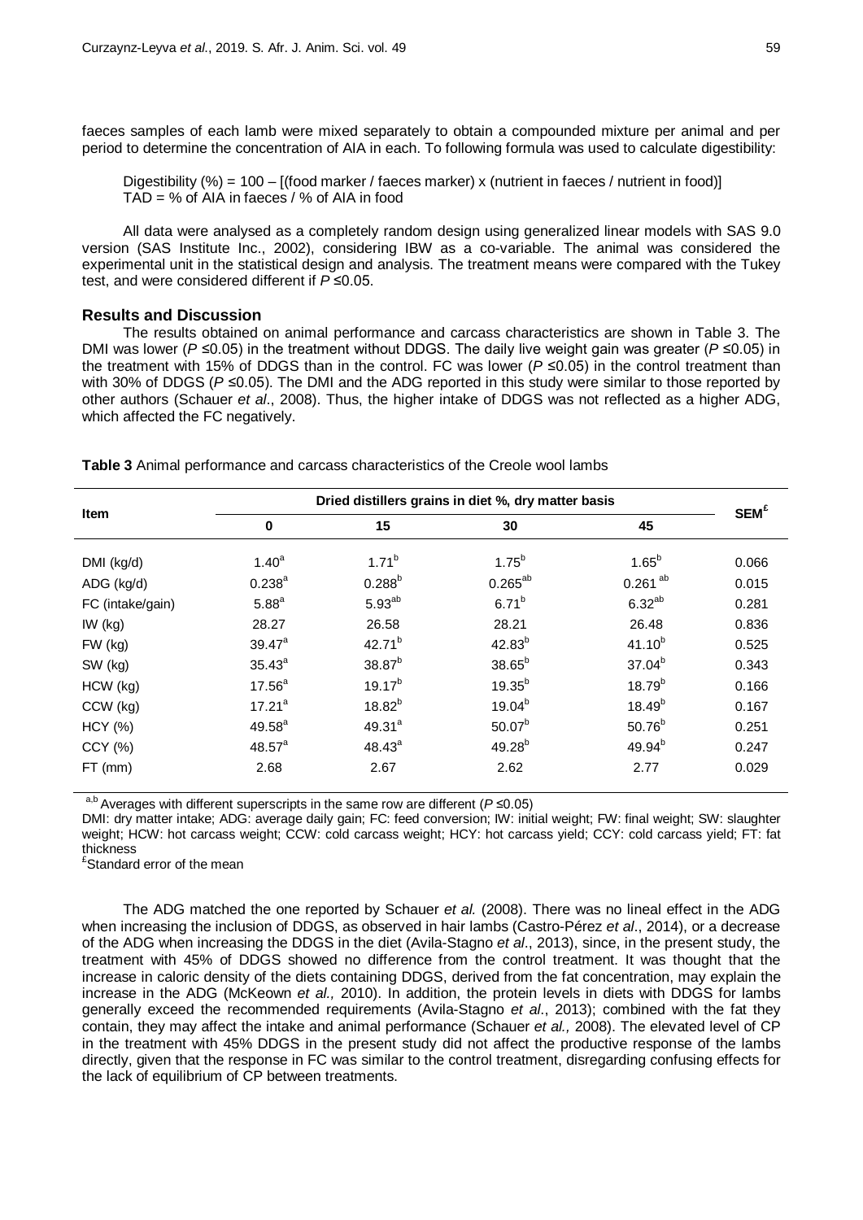faeces samples of each lamb were mixed separately to obtain a compounded mixture per animal and per period to determine the concentration of AIA in each. To following formula was used to calculate digestibility:

Digestibility (%) = 100 – [(food marker / faeces marker) x (nutrient in faeces / nutrient in food)]
TAD = % of AIA in faeces / % of AIA in food

All data were analysed as a completely random design using generalized linear models with SAS 9.0 version (SAS Institute Inc., 2002), considering IBW as a co-variable. The animal was considered the experimental unit in the statistical design and analysis. The treatment means were compared with the Tukey test, and were considered different if $P \leq 0.05$.

## Results and Discussion

The results obtained on animal performance and carcass characteristics are shown in Table 3. The DMI was lower ($P \leq 0.05$) in the treatment without DDGS. The daily live weight gain was greater ($P \leq 0.05$) in the treatment with 15% of DDGS than in the control. FC was lower ($P \leq 0.05$) in the control treatment than with 30% of DDGS ($P \leq 0.05$). The DMI and the ADG reported in this study were similar to those reported by other authors (Schauer *et al*., 2008). Thus, the higher intake of DDGS was not reflected as a higher ADG, which affected the FC negatively.

**Table 3** Animal performance and carcass characteristics of the Creole wool lambs

| Item | Dried distillers grains in diet %, dry matter basis | | | | SEM[£] |
|---|---|---|---|---|---|
| | 0 | 15 | 30 | 45 | |
| DMI (kg/d) | 1.40[a] | 1.71[b] | 1.75[b] | 1.65[b] | 0.066 |
| ADG (kg/d) | 0.238[a] | 0.288[b] | 0.265[ab] | 0.261[ab] | 0.015 |
| FC (intake/gain) | 5.88[a] | 5.93[ab] | 6.71[b] | 6.32[ab] | 0.281 |
| IW (kg) | 28.27 | 26.58 | 28.21 | 26.48 | 0.836 |
| FW (kg) | 39.47[a] | 42.71[b] | 42.83[b] | 41.10[b] | 0.525 |
| SW (kg) | 35.43[a] | 38.87[b] | 38.65[b] | 37.04[b] | 0.343 |
| HCW (kg) | 17.56[a] | 19.17[b] | 19.35[b] | 18.79[b] | 0.166 |
| CCW (kg) | 17.21[a] | 18.82[b] | 19.04[b] | 18.49[b] | 0.167 |
| HCY (%) | 49.58[a] | 49.31[a] | 50.07[b] | 50.76[b] | 0.251 |
| CCY (%) | 48.57[a] | 48.43[a] | 49.28[b] | 49.94[b] | 0.247 |
| FT (mm) | 2.68 | 2.67 | 2.62 | 2.77 | 0.029 |

[a,b] Averages with different superscripts in the same row are different ($P \leq 0.05$)

DMI: dry matter intake; ADG: average daily gain; FC: feed conversion; IW: initial weight; FW: final weight; SW: slaughter weight; HCW: hot carcass weight; CCW: cold carcass weight; HCY: hot carcass yield; CCY: cold carcass yield; FT: fat thickness

[£]Standard error of the mean

The ADG matched the one reported by Schauer *et al.* (2008). There was no lineal effect in the ADG when increasing the inclusion of DDGS, as observed in hair lambs (Castro-Pérez *et al*., 2014), or a decrease of the ADG when increasing the DDGS in the diet (Avila-Stagno *et al*., 2013), since, in the present study, the treatment with 45% of DDGS showed no difference from the control treatment. It was thought that the increase in caloric density of the diets containing DDGS, derived from the fat concentration, may explain the increase in the ADG (McKeown *et al.,* 2010). In addition, the protein levels in diets with DDGS for lambs generally exceed the recommended requirements (Avila-Stagno *et al*., 2013); combined with the fat they contain, they may affect the intake and animal performance (Schauer *et al.,* 2008). The elevated level of CP in the treatment with 45% DDGS in the present study did not affect the productive response of the lambs directly, given that the response in FC was similar to the control treatment, disregarding confusing effects for the lack of equilibrium of CP between treatments.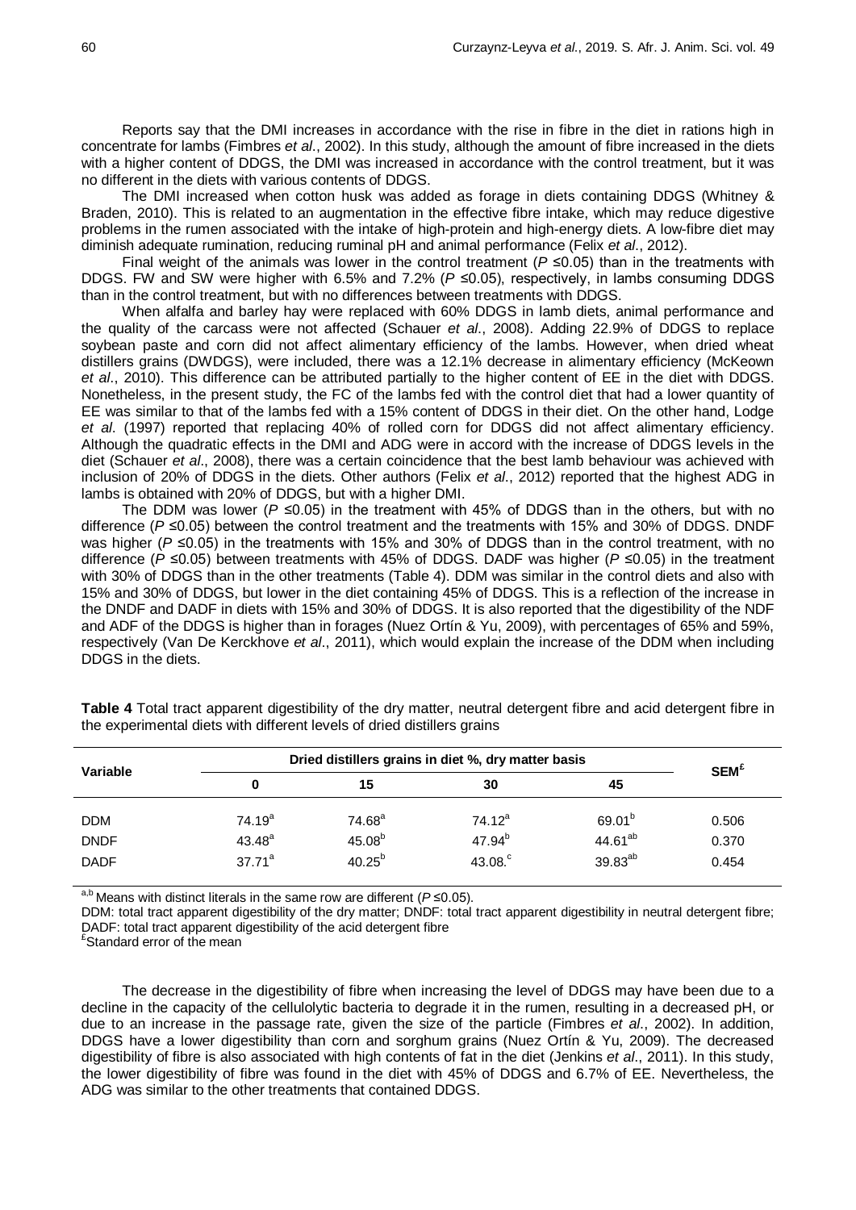Reports say that the DMI increases in accordance with the rise in fibre in the diet in rations high in concentrate for lambs (Fimbres *et al*., 2002). In this study, although the amount of fibre increased in the diets with a higher content of DDGS, the DMI was increased in accordance with the control treatment, but it was no different in the diets with various contents of DDGS.

The DMI increased when cotton husk was added as forage in diets containing DDGS (Whitney & Braden, 2010). This is related to an augmentation in the effective fibre intake, which may reduce digestive problems in the rumen associated with the intake of high-protein and high-energy diets. A low-fibre diet may diminish adequate rumination, reducing ruminal pH and animal performance (Felix *et al*., 2012).

Final weight of the animals was lower in the control treatment ($P \leq 0.05$) than in the treatments with DDGS. FW and SW were higher with 6.5% and 7.2% ($P \leq 0.05$), respectively, in lambs consuming DDGS than in the control treatment, but with no differences between treatments with DDGS.

When alfalfa and barley hay were replaced with 60% DDGS in lamb diets, animal performance and the quality of the carcass were not affected (Schauer *et al*., 2008). Adding 22.9% of DDGS to replace soybean paste and corn did not affect alimentary efficiency of the lambs. However, when dried wheat distillers grains (DWDGS), were included, there was a 12.1% decrease in alimentary efficiency (McKeown *et al*., 2010). This difference can be attributed partially to the higher content of EE in the diet with DDGS. Nonetheless, in the present study, the FC of the lambs fed with the control diet that had a lower quantity of EE was similar to that of the lambs fed with a 15% content of DDGS in their diet. On the other hand, Lodge *et al*. (1997) reported that replacing 40% of rolled corn for DDGS did not affect alimentary efficiency. Although the quadratic effects in the DMI and ADG were in accord with the increase of DDGS levels in the diet (Schauer *et al*., 2008), there was a certain coincidence that the best lamb behaviour was achieved with inclusion of 20% of DDGS in the diets. Other authors (Felix *et al*., 2012) reported that the highest ADG in lambs is obtained with 20% of DDGS, but with a higher DMI.

The DDM was lower ($P \leq 0.05$) in the treatment with 45% of DDGS than in the others, but with no difference ($P \leq 0.05$) between the control treatment and the treatments with 15% and 30% of DDGS. DNDF was higher ($P \leq 0.05$) in the treatments with 15% and 30% of DDGS than in the control treatment, with no difference ($P \leq 0.05$) between treatments with 45% of DDGS. DADF was higher ($P \leq 0.05$) in the treatment with 30% of DDGS than in the other treatments (Table 4). DDM was similar in the control diets and also with 15% and 30% of DDGS, but lower in the diet containing 45% of DDGS. This is a reflection of the increase in the DNDF and DADF in diets with 15% and 30% of DDGS. It is also reported that the digestibility of the NDF and ADF of the DDGS is higher than in forages (Nuez Ortín & Yu, 2009), with percentages of 65% and 59%, respectively (Van De Kerckhove *et al*., 2011), which would explain the increase of the DDM when including DDGS in the diets.

**Table 4** Total tract apparent digestibility of the dry matter, neutral detergent fibre and acid detergent fibre in the experimental diets with different levels of dried distillers grains

| Variable | Dried distillers grains in diet %, dry matter basis | | | | SEM[£] |
|---|---|---|---|---|---|
| | 0 | 15 | 30 | 45 | |
| DDM | 74.19[a] | 74.68[a] | 74.12[a] | 69.01[b] | 0.506 |
| DNDF | 43.48[a] | 45.08[b] | 47.94[b] | 44.61[ab] | 0.370 |
| DADF | 37.71[a] | 40.25[b] | 43.08.[c] | 39.83[ab] | 0.454 |

[a,b] Means with distinct literals in the same row are different ($P \leq 0.05$).

DDM: total tract apparent digestibility of the dry matter; DNDF: total tract apparent digestibility in neutral detergent fibre; DADF: total tract apparent digestibility of the acid detergent fibre

[£]Standard error of the mean

The decrease in the digestibility of fibre when increasing the level of DDGS may have been due to a decline in the capacity of the cellulolytic bacteria to degrade it in the rumen, resulting in a decreased pH, or due to an increase in the passage rate, given the size of the particle (Fimbres *et al*., 2002). In addition, DDGS have a lower digestibility than corn and sorghum grains (Nuez Ortín & Yu, 2009). The decreased digestibility of fibre is also associated with high contents of fat in the diet (Jenkins *et al*., 2011). In this study, the lower digestibility of fibre was found in the diet with 45% of DDGS and 6.7% of EE. Nevertheless, the ADG was similar to the other treatments that contained DDGS.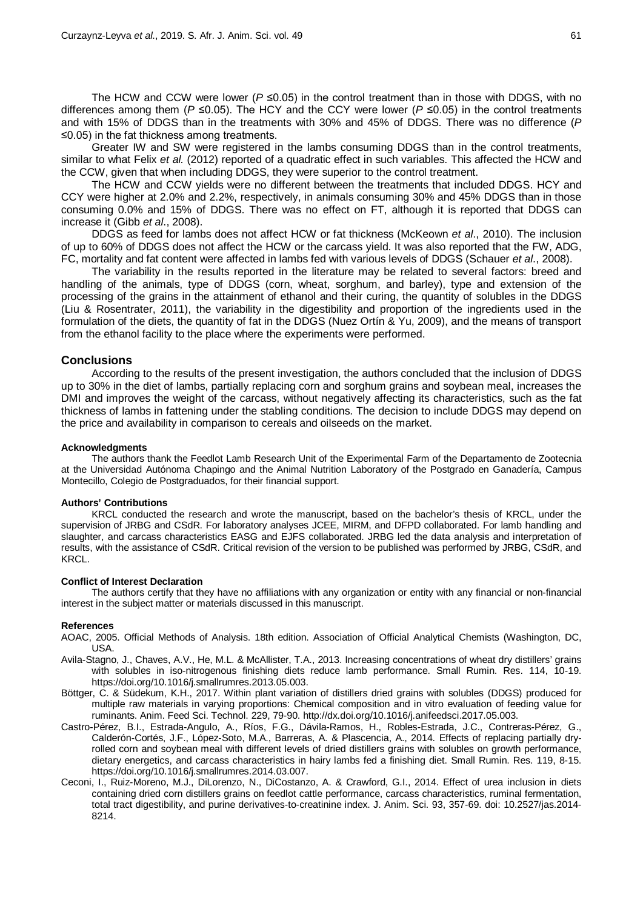The HCW and CCW were lower ($P \leq 0.05$) in the control treatment than in those with DDGS, with no differences among them ($P \leq 0.05$). The HCY and the CCY were lower ($P \leq 0.05$) in the control treatments and with 15% of DDGS than in the treatments with 30% and 45% of DDGS. There was no difference ($P \leq 0.05$) in the fat thickness among treatments.

Greater IW and SW were registered in the lambs consuming DDGS than in the control treatments, similar to what Felix *et al.* (2012) reported of a quadratic effect in such variables. This affected the HCW and the CCW, given that when including DDGS, they were superior to the control treatment.

The HCW and CCW yields were no different between the treatments that included DDGS. HCY and CCY were higher at 2.0% and 2.2%, respectively, in animals consuming 30% and 45% DDGS than in those consuming 0.0% and 15% of DDGS. There was no effect on FT, although it is reported that DDGS can increase it (Gibb *et al*., 2008).

DDGS as feed for lambs does not affect HCW or fat thickness (McKeown *et al*., 2010). The inclusion of up to 60% of DDGS does not affect the HCW or the carcass yield. It was also reported that the FW, ADG, FC, mortality and fat content were affected in lambs fed with various levels of DDGS (Schauer *et al*., 2008).

The variability in the results reported in the literature may be related to several factors: breed and handling of the animals, type of DDGS (corn, wheat, sorghum, and barley), type and extension of the processing of the grains in the attainment of ethanol and their curing, the quantity of solubles in the DDGS (Liu & Rosentrater, 2011), the variability in the digestibility and proportion of the ingredients used in the formulation of the diets, the quantity of fat in the DDGS (Nuez Ortín & Yu, 2009), and the means of transport from the ethanol facility to the place where the experiments were performed.

## Conclusions

According to the results of the present investigation, the authors concluded that the inclusion of DDGS up to 30% in the diet of lambs, partially replacing corn and sorghum grains and soybean meal, increases the DMI and improves the weight of the carcass, without negatively affecting its characteristics, such as the fat thickness of lambs in fattening under the stabling conditions. The decision to include DDGS may depend on the price and availability in comparison to cereals and oilseeds on the market.

#### Acknowledgments

The authors thank the Feedlot Lamb Research Unit of the Experimental Farm of the Departamento de Zootecnia at the Universidad Autónoma Chapingo and the Animal Nutrition Laboratory of the Postgrado en Ganadería, Campus Montecillo, Colegio de Postgraduados, for their financial support.

#### Authors' Contributions

KRCL conducted the research and wrote the manuscript, based on the bachelor's thesis of KRCL, under the supervision of JRBG and CSdR. For laboratory analyses JCEE, MIRM, and DFPD collaborated. For lamb handling and slaughter, and carcass characteristics EASG and EJFS collaborated. JRBG led the data analysis and interpretation of results, with the assistance of CSdR. Critical revision of the version to be published was performed by JRBG, CSdR, and KRCL.

#### Conflict of Interest Declaration

The authors certify that they have no affiliations with any organization or entity with any financial or non-financial interest in the subject matter or materials discussed in this manuscript.

#### References

AOAC, 2005. Official Methods of Analysis. 18th edition. Association of Official Analytical Chemists (Washington, DC, USA.

Avila-Stagno, J., Chaves, A.V., He, M.L. & McAllister, T.A., 2013. Increasing concentrations of wheat dry distillers' grains with solubles in iso-nitrogenous finishing diets reduce lamb performance. Small Rumin. Res. 114, 10-19. https://doi.org/10.1016/j.smallrumres.2013.05.003.

Böttger, C. & Südekum, K.H., 2017. Within plant variation of distillers dried grains with solubles (DDGS) produced for multiple raw materials in varying proportions: Chemical composition and in vitro evaluation of feeding value for ruminants. Anim. Feed Sci. Technol. 229, 79-90. http://dx.doi.org/10.1016/j.anifeedsci.2017.05.003.

Castro-Pérez, B.I., Estrada-Angulo, A., Ríos, F.G., Dávila-Ramos, H., Robles-Estrada, J.C., Contreras-Pérez, G., Calderón-Cortés, J.F., López-Soto, M.A., Barreras, A. & Plascencia, A., 2014. Effects of replacing partially dry-rolled corn and soybean meal with different levels of dried distillers grains with solubles on growth performance, dietary energetics, and carcass characteristics in hairy lambs fed a finishing diet. Small Rumin. Res. 119, 8-15. https://doi.org/10.1016/j.smallrumres.2014.03.007.

Ceconi, I., Ruiz-Moreno, M.J., DiLorenzo, N., DiCostanzo, A. & Crawford, G.I., 2014. Effect of urea inclusion in diets containing dried corn distillers grains on feedlot cattle performance, carcass characteristics, ruminal fermentation, total tract digestibility, and purine derivatives-to-creatinine index. J. Anim. Sci. 93, 357-69. doi: 10.2527/jas.2014-8214.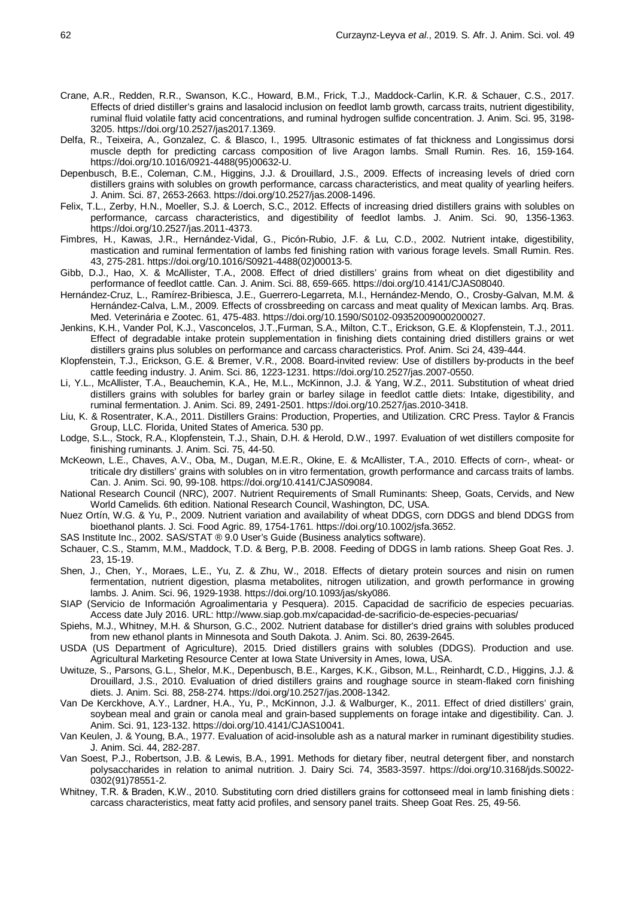Crane, A.R., Redden, R.R., Swanson, K.C., Howard, B.M., Frick, T.J., Maddock-Carlin, K.R. & Schauer, C.S., 2017. Effects of dried distiller's grains and lasalocid inclusion on feedlot lamb growth, carcass traits, nutrient digestibility, ruminal fluid volatile fatty acid concentrations, and ruminal hydrogen sulfide concentration. J. Anim. Sci. 95, 3198-3205. https://doi.org/10.2527/jas2017.1369.

Delfa, R., Teixeira, A., Gonzalez, C. & Blasco, I., 1995. Ultrasonic estimates of fat thickness and Longissimus dorsi muscle depth for predicting carcass composition of live Aragon lambs. Small Rumin. Res. 16, 159-164. https://doi.org/10.1016/0921-4488(95)00632-U.

Depenbusch, B.E., Coleman, C.M., Higgins, J.J. & Drouillard, J.S., 2009. Effects of increasing levels of dried corn distillers grains with solubles on growth performance, carcass characteristics, and meat quality of yearling heifers. J. Anim. Sci. 87, 2653-2663. https://doi.org/10.2527/jas.2008-1496.

Felix, T.L., Zerby, H.N., Moeller, S.J. & Loerch, S.C., 2012. Effects of increasing dried distillers grains with solubles on performance, carcass characteristics, and digestibility of feedlot lambs. J. Anim. Sci. 90, 1356-1363. https://doi.org/10.2527/jas.2011-4373.

Fimbres, H., Kawas, J.R., Hernández-Vidal, G., Picón-Rubio, J.F. & Lu, C.D., 2002. Nutrient intake, digestibility, mastication and ruminal fermentation of lambs fed finishing ration with various forage levels. Small Rumin. Res. 43, 275-281. https://doi.org/10.1016/S0921-4488(02)00013-5.

Gibb, D.J., Hao, X. & McAllister, T.A., 2008. Effect of dried distillers' grains from wheat on diet digestibility and performance of feedlot cattle. Can. J. Anim. Sci. 88, 659-665. https://doi.org/10.4141/CJAS08040.

Hernández-Cruz, L., Ramírez-Bribiesca, J.E., Guerrero-Legarreta, M.I., Hernández-Mendo, O., Crosby-Galvan, M.M. & Hernández-Calva, L.M., 2009. Effects of crossbreeding on carcass and meat quality of Mexican lambs. Arq. Bras. Med. Veterinária e Zootec. 61, 475-483. https://doi.org/10.1590/S0102-09352009000200027.

Jenkins, K.H., Vander Pol, K.J., Vasconcelos, J.T.,Furman, S.A., Milton, C.T., Erickson, G.E. & Klopfenstein, T.J., 2011. Effect of degradable intake protein supplementation in finishing diets containing dried distillers grains or wet distillers grains plus solubles on performance and carcass characteristics. Prof. Anim. Sci 24, 439-444.

Klopfenstein, T.J., Erickson, G.E. & Bremer, V.R., 2008. Board-invited review: Use of distillers by-products in the beef cattle feeding industry. J. Anim. Sci. 86, 1223-1231. https://doi.org/10.2527/jas.2007-0550.

Li, Y.L., McAllister, T.A., Beauchemin, K.A., He, M.L., McKinnon, J.J. & Yang, W.Z., 2011. Substitution of wheat dried distillers grains with solubles for barley grain or barley silage in feedlot cattle diets: Intake, digestibility, and ruminal fermentation. J. Anim. Sci. 89, 2491-2501. https://doi.org/10.2527/jas.2010-3418.

Liu, K. & Rosentrater, K.A., 2011. Distillers Grains: Production, Properties, and Utilization. CRC Press. Taylor & Francis Group, LLC. Florida, United States of America. 530 pp.

Lodge, S.L., Stock, R.A., Klopfenstein, T.J., Shain, D.H. & Herold, D.W., 1997. Evaluation of wet distillers composite for finishing ruminants. J. Anim. Sci. 75, 44-50.

McKeown, L.E., Chaves, A.V., Oba, M., Dugan, M.E.R., Okine, E. & McAllister, T.A., 2010. Effects of corn-, wheat- or triticale dry distillers' grains with solubles on in vitro fermentation, growth performance and carcass traits of lambs. Can. J. Anim. Sci. 90, 99-108. https://doi.org/10.4141/CJAS09084.

National Research Council (NRC), 2007. Nutrient Requirements of Small Ruminants: Sheep, Goats, Cervids, and New World Camelids. 6th edition. National Research Council, Washington, DC, USA.

Nuez Ortín, W.G. & Yu, P., 2009. Nutrient variation and availability of wheat DDGS, corn DDGS and blend DDGS from bioethanol plants. J. Sci. Food Agric. 89, 1754-1761. https://doi.org/10.1002/jsfa.3652.

SAS Institute Inc., 2002. SAS/STAT ® 9.0 User's Guide (Business analytics software).

Schauer, C.S., Stamm, M.M., Maddock, T.D. & Berg, P.B. 2008. Feeding of DDGS in lamb rations. Sheep Goat Res. J. 23, 15-19.

Shen, J., Chen, Y., Moraes, L.E., Yu, Z. & Zhu, W., 2018. Effects of dietary protein sources and nisin on rumen fermentation, nutrient digestion, plasma metabolites, nitrogen utilization, and growth performance in growing lambs. J. Anim. Sci. 96, 1929-1938. https://doi.org/10.1093/jas/sky086.

SIAP (Servicio de Información Agroalimentaria y Pesquera). 2015. Capacidad de sacrificio de especies pecuarias. Access date July 2016. URL: http://www.siap.gob.mx/capacidad-de-sacrificio-de-especies-pecuarias/

Spiehs, M.J., Whitney, M.H. & Shurson, G.C., 2002. Nutrient database for distiller's dried grains with solubles produced from new ethanol plants in Minnesota and South Dakota. J. Anim. Sci. 80, 2639-2645.

USDA (US Department of Agriculture), 2015. Dried distillers grains with solubles (DDGS). Production and use. Agricultural Marketing Resource Center at Iowa State University in Ames, Iowa, USA.

Uwituze, S., Parsons, G.L., Shelor, M.K., Depenbusch, B.E., Karges, K.K., Gibson, M.L., Reinhardt, C.D., Higgins, J.J. & Drouillard, J.S., 2010. Evaluation of dried distillers grains and roughage source in steam-flaked corn finishing diets. J. Anim. Sci. 88, 258-274. https://doi.org/10.2527/jas.2008-1342.

Van De Kerckhove, A.Y., Lardner, H.A., Yu, P., McKinnon, J.J. & Walburger, K., 2011. Effect of dried distillers' grain, soybean meal and grain or canola meal and grain-based supplements on forage intake and digestibility. Can. J. Anim. Sci. 91, 123-132. https://doi.org/10.4141/CJAS10041.

Van Keulen, J. & Young, B.A., 1977. Evaluation of acid-insoluble ash as a natural marker in ruminant digestibility studies. J. Anim. Sci. 44, 282-287.

Van Soest, P.J., Robertson, J.B. & Lewis, B.A., 1991. Methods for dietary fiber, neutral detergent fiber, and nonstarch polysaccharides in relation to animal nutrition. J. Dairy Sci. 74, 3583-3597. https://doi.org/10.3168/jds.S0022-0302(91)78551-2.

Whitney, T.R. & Braden, K.W., 2010. Substituting corn dried distillers grains for cottonseed meal in lamb finishing diets: carcass characteristics, meat fatty acid profiles, and sensory panel traits. Sheep Goat Res. 25, 49-56.